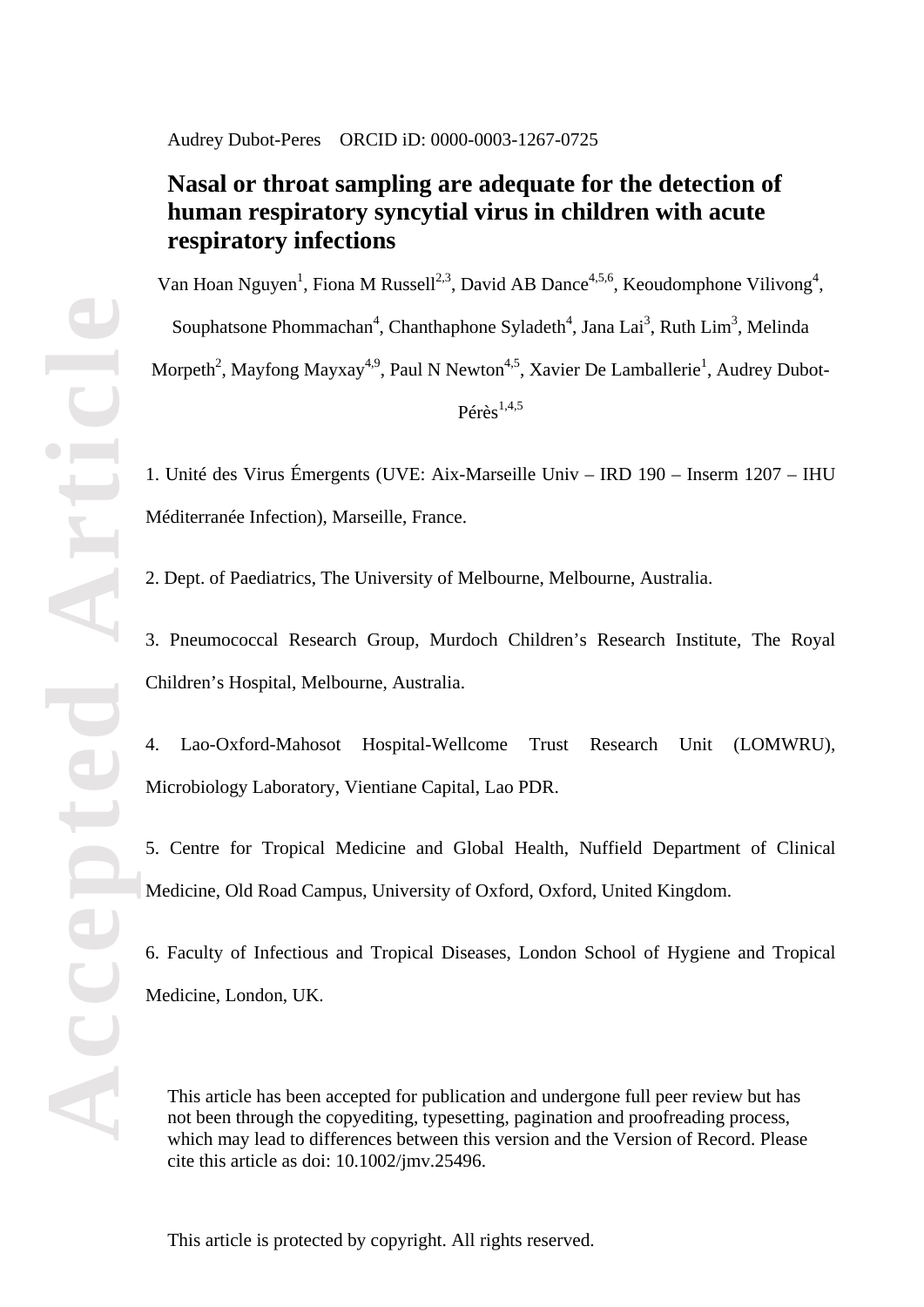Audrey Dubot-Peres ORCID iD: 0000-0003-1267-0725

# Nasal or throat sampling are adequate for the detection of human respiratory syncytial virus in children with acute respiratory infections

Van Hoan Nguyen[1], Fiona M Russell[2,3], David AB Dance[4,5,6], Keoudomphone Vilivong[4], Souphatsone Phommachan[4], Chanthaphone Syladeth[4], Jana Lai[3], Ruth Lim[3], Melinda Morpeth[2], Mayfong Mayxay[4,9], Paul N Newton[4,5], Xavier De Lamballerie[1], Audrey Dubot-Pérès[1,4,5]

1. Unité des Virus Émergents (UVE: Aix-Marseille Univ – IRD 190 – Inserm 1207 – IHU Méditerranée Infection), Marseille, France.

2. Dept. of Paediatrics, The University of Melbourne, Melbourne, Australia.

3. Pneumococcal Research Group, Murdoch Children's Research Institute, The Royal Children's Hospital, Melbourne, Australia.

4. Lao-Oxford-Mahosot Hospital-Wellcome Trust Research Unit (LOMWRU), Microbiology Laboratory, Vientiane Capital, Lao PDR.

5. Centre for Tropical Medicine and Global Health, Nuffield Department of Clinical Medicine, Old Road Campus, University of Oxford, Oxford, United Kingdom.

6. Faculty of Infectious and Tropical Diseases, London School of Hygiene and Tropical Medicine, London, UK.

This article has been accepted for publication and undergone full peer review but has not been through the copyediting, typesetting, pagination and proofreading process, which may lead to differences between this version and the Version of Record. Please cite this article as doi: 10.1002/jmv.25496.

This article is protected by copyright. All rights reserved.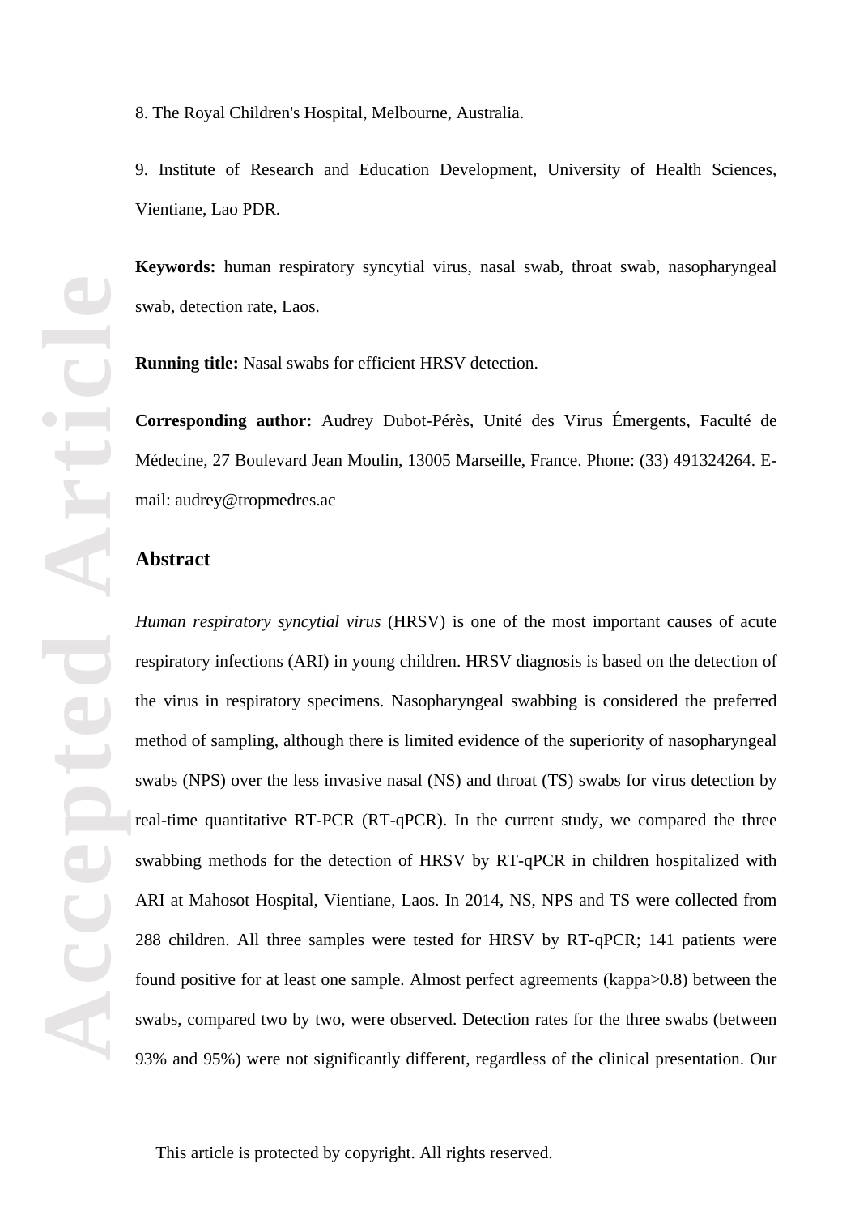8. The Royal Children's Hospital, Melbourne, Australia.

9. Institute of Research and Education Development, University of Health Sciences, Vientiane, Lao PDR.

**Keywords:** human respiratory syncytial virus, nasal swab, throat swab, nasopharyngeal swab, detection rate, Laos.

**Running title:** Nasal swabs for efficient HRSV detection.

**Corresponding author:** Audrey Dubot-Pérès, Unité des Virus Émergents, Faculté de Médecine, 27 Boulevard Jean Moulin, 13005 Marseille, France. Phone: (33) 491324264. E-mail: audrey@tropmedres.ac

## Abstract

*Human respiratory syncytial virus* (HRSV) is one of the most important causes of acute respiratory infections (ARI) in young children. HRSV diagnosis is based on the detection of the virus in respiratory specimens. Nasopharyngeal swabbing is considered the preferred method of sampling, although there is limited evidence of the superiority of nasopharyngeal swabs (NPS) over the less invasive nasal (NS) and throat (TS) swabs for virus detection by real-time quantitative RT-PCR (RT-qPCR). In the current study, we compared the three swabbing methods for the detection of HRSV by RT-qPCR in children hospitalized with ARI at Mahosot Hospital, Vientiane, Laos. In 2014, NS, NPS and TS were collected from 288 children. All three samples were tested for HRSV by RT-qPCR; 141 patients were found positive for at least one sample. Almost perfect agreements (kappa>0.8) between the swabs, compared two by two, were observed. Detection rates for the three swabs (between 93% and 95%) were not significantly different, regardless of the clinical presentation. Our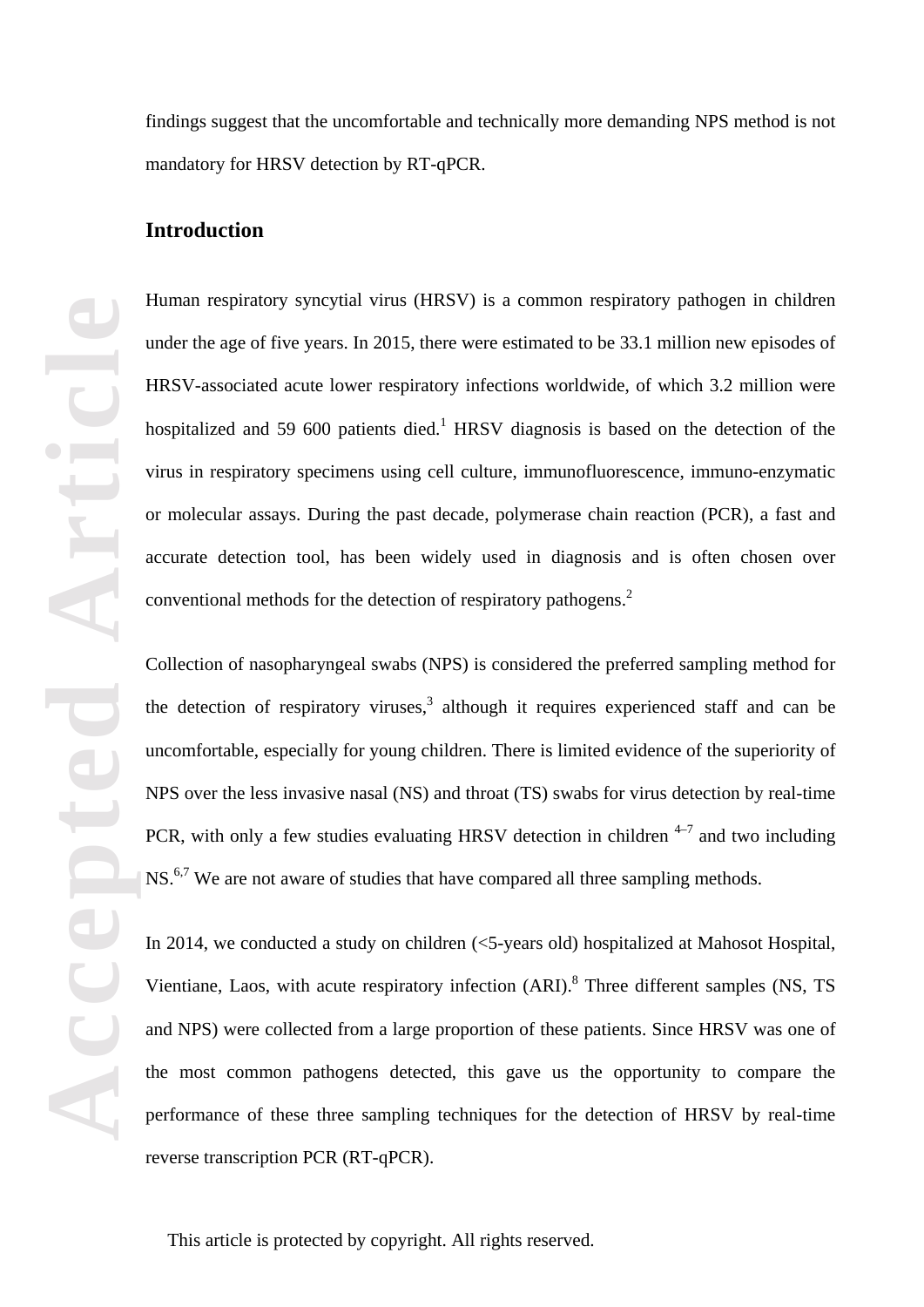findings suggest that the uncomfortable and technically more demanding NPS method is not mandatory for HRSV detection by RT-qPCR.

## Introduction

Human respiratory syncytial virus (HRSV) is a common respiratory pathogen in children under the age of five years. In 2015, there were estimated to be 33.1 million new episodes of HRSV-associated acute lower respiratory infections worldwide, of which 3.2 million were hospitalized and 59 600 patients died.[1] HRSV diagnosis is based on the detection of the virus in respiratory specimens using cell culture, immunofluorescence, immuno-enzymatic or molecular assays. During the past decade, polymerase chain reaction (PCR), a fast and accurate detection tool, has been widely used in diagnosis and is often chosen over conventional methods for the detection of respiratory pathogens.[2]

Collection of nasopharyngeal swabs (NPS) is considered the preferred sampling method for the detection of respiratory viruses,[3] although it requires experienced staff and can be uncomfortable, especially for young children. There is limited evidence of the superiority of NPS over the less invasive nasal (NS) and throat (TS) swabs for virus detection by real-time PCR, with only a few studies evaluating HRSV detection in children [4–7] and two including NS.[6,7] We are not aware of studies that have compared all three sampling methods.

In 2014, we conducted a study on children (<5-years old) hospitalized at Mahosot Hospital, Vientiane, Laos, with acute respiratory infection (ARI).[8] Three different samples (NS, TS and NPS) were collected from a large proportion of these patients. Since HRSV was one of the most common pathogens detected, this gave us the opportunity to compare the performance of these three sampling techniques for the detection of HRSV by real-time reverse transcription PCR (RT-qPCR).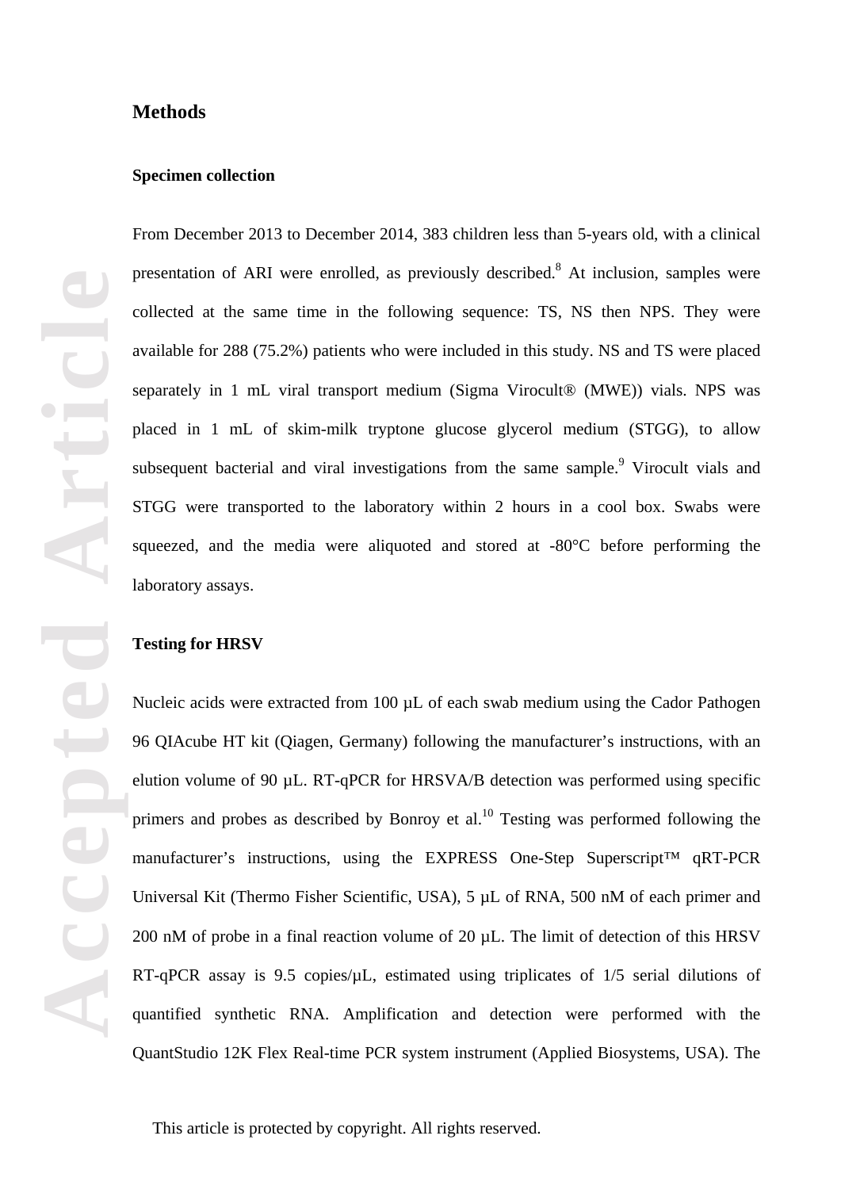## Methods

### Specimen collection

From December 2013 to December 2014, 383 children less than 5-years old, with a clinical presentation of ARI were enrolled, as previously described.[8] At inclusion, samples were collected at the same time in the following sequence: TS, NS then NPS. They were available for 288 (75.2%) patients who were included in this study. NS and TS were placed separately in 1 mL viral transport medium (Sigma Virocult® (MWE)) vials. NPS was placed in 1 mL of skim-milk tryptone glucose glycerol medium (STGG), to allow subsequent bacterial and viral investigations from the same sample.[9] Virocult vials and STGG were transported to the laboratory within 2 hours in a cool box. Swabs were squeezed, and the media were aliquoted and stored at -80°C before performing the laboratory assays.

### Testing for HRSV

Nucleic acids were extracted from 100 µL of each swab medium using the Cador Pathogen 96 QIAcube HT kit (Qiagen, Germany) following the manufacturer's instructions, with an elution volume of 90 µL. RT-qPCR for HRSVA/B detection was performed using specific primers and probes as described by Bonroy et al.[10] Testing was performed following the manufacturer's instructions, using the EXPRESS One-Step Superscript™ qRT-PCR Universal Kit (Thermo Fisher Scientific, USA), 5 µL of RNA, 500 nM of each primer and 200 nM of probe in a final reaction volume of 20 µL. The limit of detection of this HRSV RT-qPCR assay is 9.5 copies/µL, estimated using triplicates of 1/5 serial dilutions of quantified synthetic RNA. Amplification and detection were performed with the QuantStudio 12K Flex Real-time PCR system instrument (Applied Biosystems, USA). The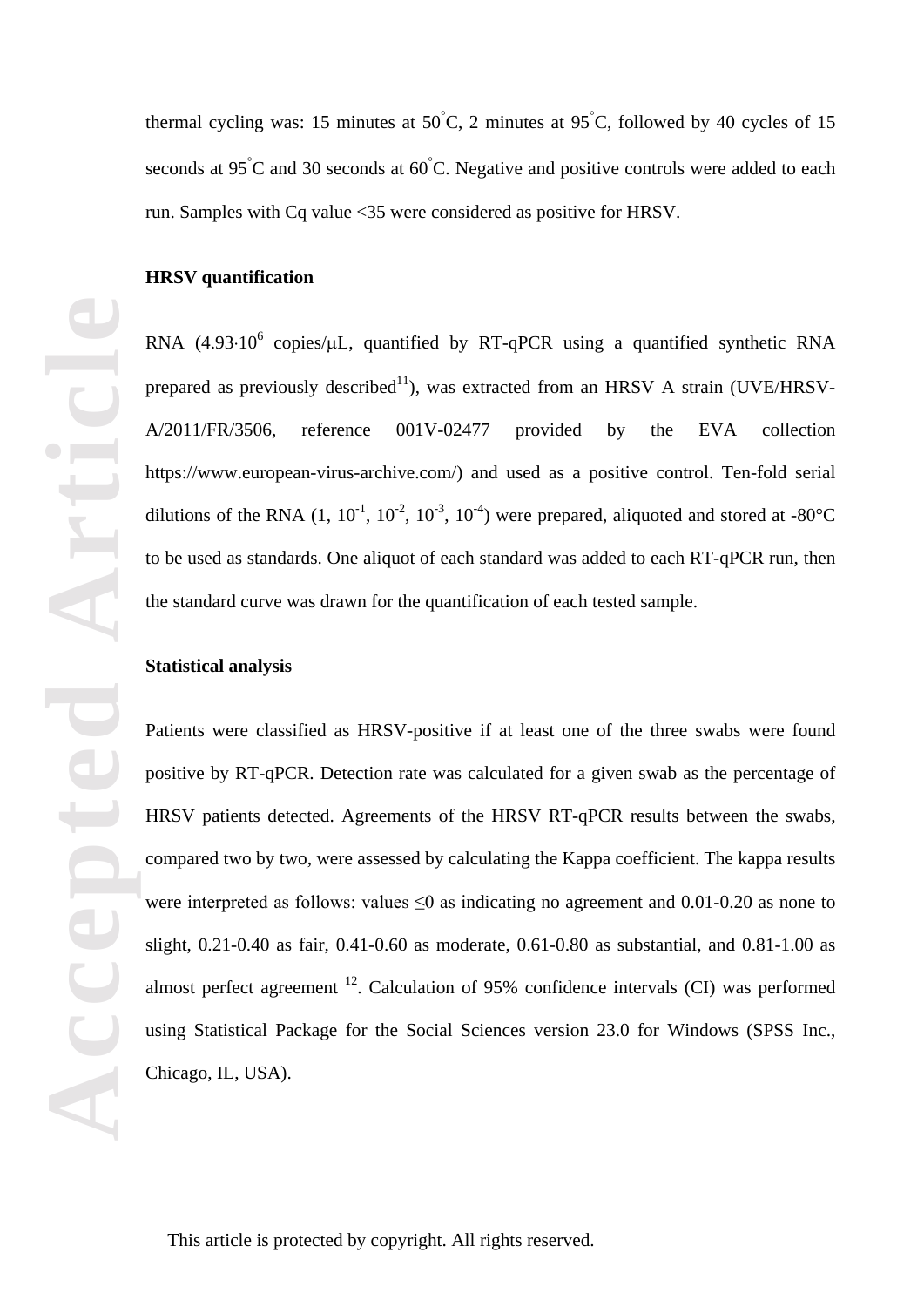thermal cycling was: 15 minutes at 50°C, 2 minutes at 95°C, followed by 40 cycles of 15 seconds at 95°C and 30 seconds at 60°C. Negative and positive controls were added to each run. Samples with Cq value <35 were considered as positive for HRSV.

**HRSV quantification**

RNA ($4.93 \cdot 10^{6}$ copies/µL, quantified by RT-qPCR using a quantified synthetic RNA prepared as previously described[11]), was extracted from an HRSV A strain (UVE/HRSV-A/2011/FR/3506, reference 001V-02477 provided by the EVA collection https://www.european-virus-archive.com/) and used as a positive control. Ten-fold serial dilutions of the RNA (1, $10^{-1}$, $10^{-2}$, $10^{-3}$, $10^{-4}$) were prepared, aliquoted and stored at -80°C to be used as standards. One aliquot of each standard was added to each RT-qPCR run, then the standard curve was drawn for the quantification of each tested sample.

**Statistical analysis**

Patients were classified as HRSV-positive if at least one of the three swabs were found positive by RT-qPCR. Detection rate was calculated for a given swab as the percentage of HRSV patients detected. Agreements of the HRSV RT-qPCR results between the swabs, compared two by two, were assessed by calculating the Kappa coefficient. The kappa results were interpreted as follows: values ≤0 as indicating no agreement and 0.01-0.20 as none to slight, 0.21-0.40 as fair, 0.41-0.60 as moderate, 0.61-0.80 as substantial, and 0.81-1.00 as almost perfect agreement [12]. Calculation of 95% confidence intervals (CI) was performed using Statistical Package for the Social Sciences version 23.0 for Windows (SPSS Inc., Chicago, IL, USA).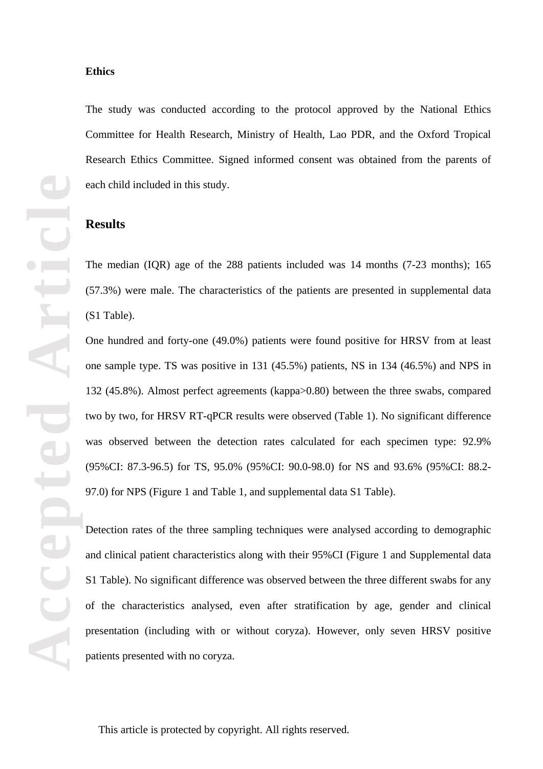**Ethics**

The study was conducted according to the protocol approved by the National Ethics Committee for Health Research, Ministry of Health, Lao PDR, and the Oxford Tropical Research Ethics Committee. Signed informed consent was obtained from the parents of each child included in this study.

## Results

The median (IQR) age of the 288 patients included was 14 months (7-23 months); 165 (57.3%) were male. The characteristics of the patients are presented in supplemental data (S1 Table).

One hundred and forty-one (49.0%) patients were found positive for HRSV from at least one sample type. TS was positive in 131 (45.5%) patients, NS in 134 (46.5%) and NPS in 132 (45.8%). Almost perfect agreements (kappa>0.80) between the three swabs, compared two by two, for HRSV RT-qPCR results were observed (Table 1). No significant difference was observed between the detection rates calculated for each specimen type: 92.9% (95%CI: 87.3-96.5) for TS, 95.0% (95%CI: 90.0-98.0) for NS and 93.6% (95%CI: 88.2-97.0) for NPS (Figure 1 and Table 1, and supplemental data S1 Table).

Detection rates of the three sampling techniques were analysed according to demographic and clinical patient characteristics along with their 95%CI (Figure 1 and Supplemental data S1 Table). No significant difference was observed between the three different swabs for any of the characteristics analysed, even after stratification by age, gender and clinical presentation (including with or without coryza). However, only seven HRSV positive patients presented with no coryza.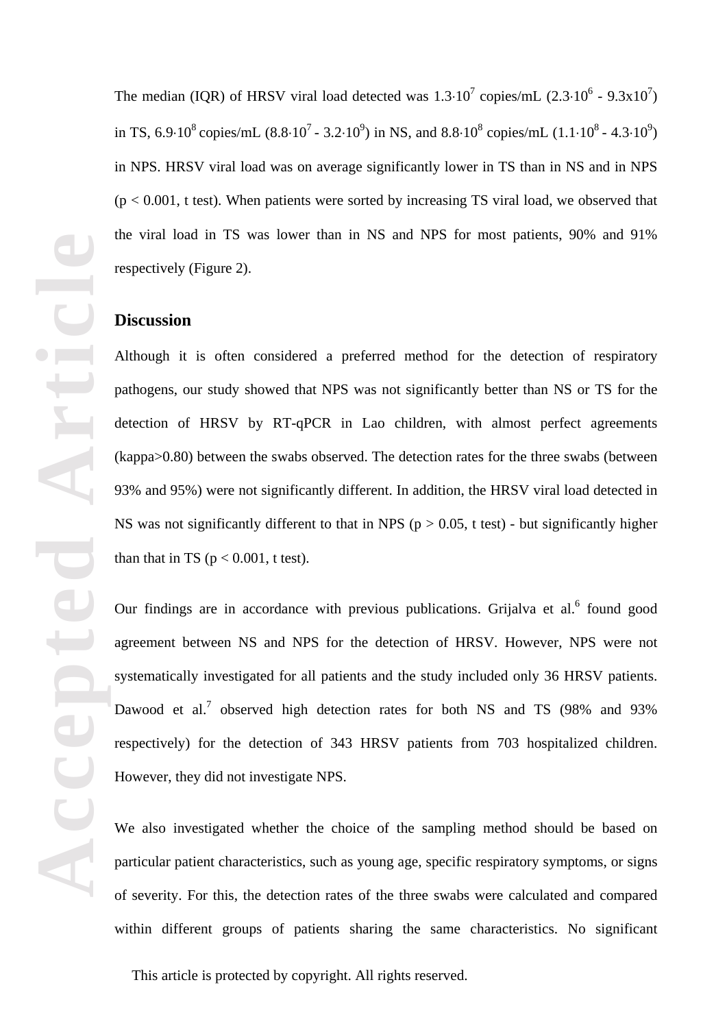The median (IQR) of HRSV viral load detected was $1.3{\cdot}10^{7}$ copies/mL ($2.3{\cdot}10^{6}$ - $9.3\text{x}10^{7}$) in TS, $6.9{\cdot}10^{8}$ copies/mL ($8.8{\cdot}10^{7}$ - $3.2{\cdot}10^{9}$) in NS, and $8.8{\cdot}10^{8}$ copies/mL ($1.1{\cdot}10^{8}$ - $4.3{\cdot}10^{9}$) in NPS. HRSV viral load was on average significantly lower in TS than in NS and in NPS ($p < 0.001$, t test). When patients were sorted by increasing TS viral load, we observed that the viral load in TS was lower than in NS and NPS for most patients, 90% and 91% respectively (Figure 2).

## Discussion

Although it is often considered a preferred method for the detection of respiratory pathogens, our study showed that NPS was not significantly better than NS or TS for the detection of HRSV by RT-qPCR in Lao children, with almost perfect agreements (kappa>0.80) between the swabs observed. The detection rates for the three swabs (between 93% and 95%) were not significantly different. In addition, the HRSV viral load detected in NS was not significantly different to that in NPS ($p > 0.05$, t test) - but significantly higher than that in TS ($p < 0.001$, t test).

Our findings are in accordance with previous publications. Grijalva et al.[6] found good agreement between NS and NPS for the detection of HRSV. However, NPS were not systematically investigated for all patients and the study included only 36 HRSV patients. Dawood et al.[7] observed high detection rates for both NS and TS (98% and 93% respectively) for the detection of 343 HRSV patients from 703 hospitalized children. However, they did not investigate NPS.

We also investigated whether the choice of the sampling method should be based on particular patient characteristics, such as young age, specific respiratory symptoms, or signs of severity. For this, the detection rates of the three swabs were calculated and compared within different groups of patients sharing the same characteristics. No significant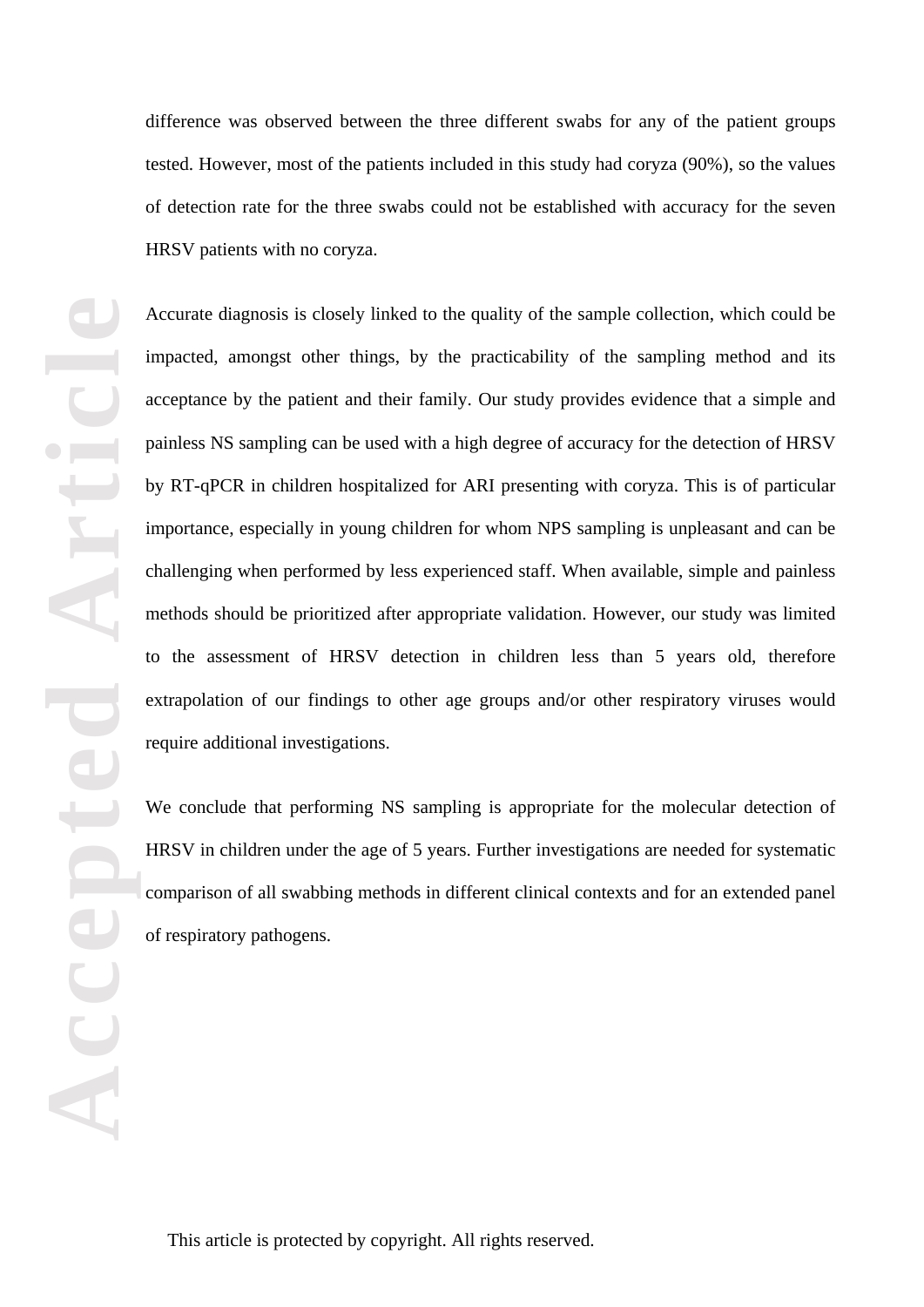difference was observed between the three different swabs for any of the patient groups tested. However, most of the patients included in this study had coryza (90%), so the values of detection rate for the three swabs could not be established with accuracy for the seven HRSV patients with no coryza.

Accurate diagnosis is closely linked to the quality of the sample collection, which could be impacted, amongst other things, by the practicability of the sampling method and its acceptance by the patient and their family. Our study provides evidence that a simple and painless NS sampling can be used with a high degree of accuracy for the detection of HRSV by RT-qPCR in children hospitalized for ARI presenting with coryza. This is of particular importance, especially in young children for whom NPS sampling is unpleasant and can be challenging when performed by less experienced staff. When available, simple and painless methods should be prioritized after appropriate validation. However, our study was limited to the assessment of HRSV detection in children less than 5 years old, therefore extrapolation of our findings to other age groups and/or other respiratory viruses would require additional investigations.

We conclude that performing NS sampling is appropriate for the molecular detection of HRSV in children under the age of 5 years. Further investigations are needed for systematic comparison of all swabbing methods in different clinical contexts and for an extended panel of respiratory pathogens.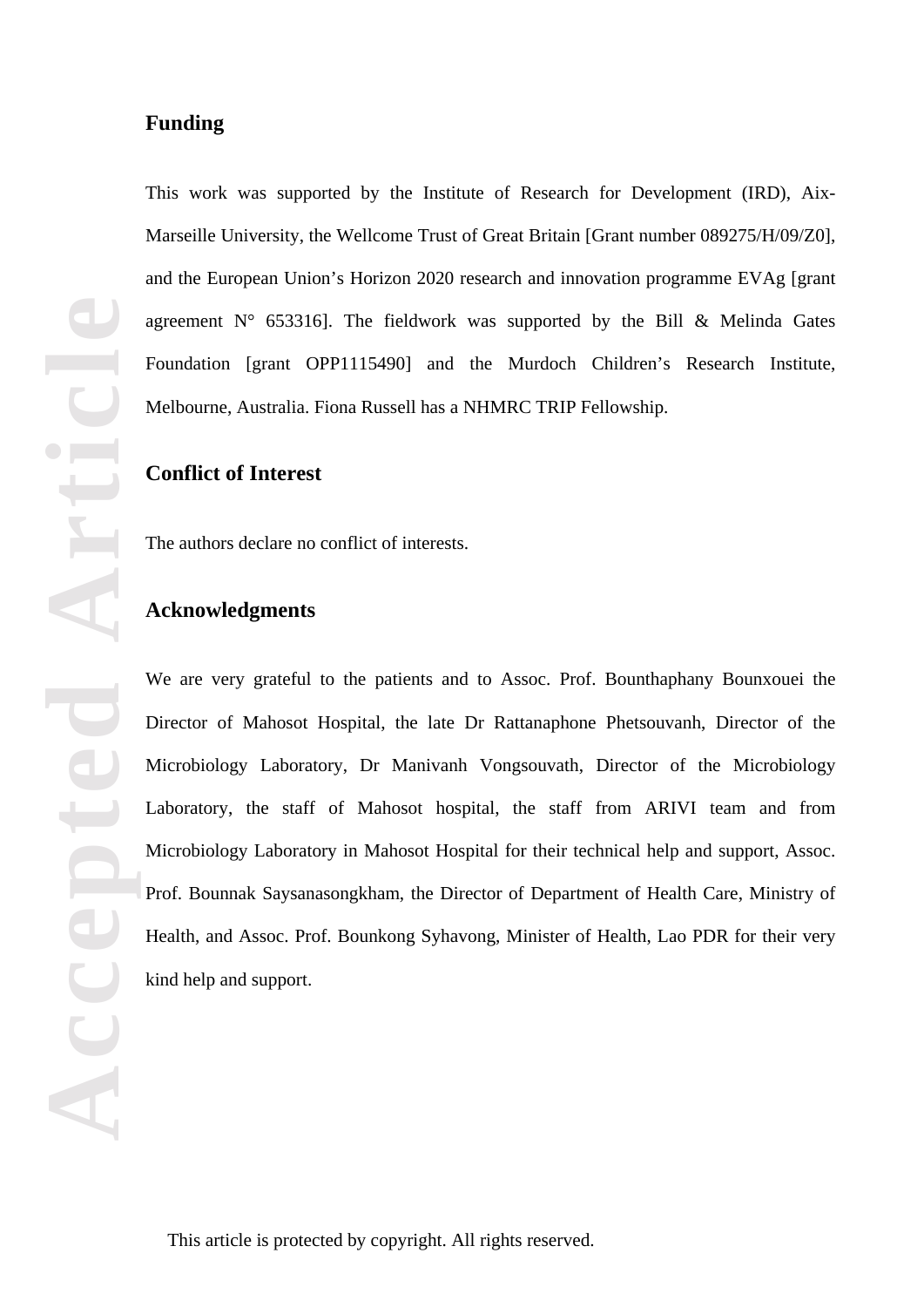## Funding

This work was supported by the Institute of Research for Development (IRD), Aix-Marseille University, the Wellcome Trust of Great Britain [Grant number 089275/H/09/Z0], and the European Union's Horizon 2020 research and innovation programme EVAg [grant agreement N° 653316]. The fieldwork was supported by the Bill & Melinda Gates Foundation [grant OPP1115490] and the Murdoch Children's Research Institute, Melbourne, Australia. Fiona Russell has a NHMRC TRIP Fellowship.

## Conflict of Interest

The authors declare no conflict of interests.

## Acknowledgments

We are very grateful to the patients and to Assoc. Prof. Bounthaphany Bounxouei the Director of Mahosot Hospital, the late Dr Rattanaphone Phetsouvanh, Director of the Microbiology Laboratory, Dr Manivanh Vongsouvath, Director of the Microbiology Laboratory, the staff of Mahosot hospital, the staff from ARIVI team and from Microbiology Laboratory in Mahosot Hospital for their technical help and support, Assoc. Prof. Bounnak Saysanasongkham, the Director of Department of Health Care, Ministry of Health, and Assoc. Prof. Bounkong Syhavong, Minister of Health, Lao PDR for their very kind help and support.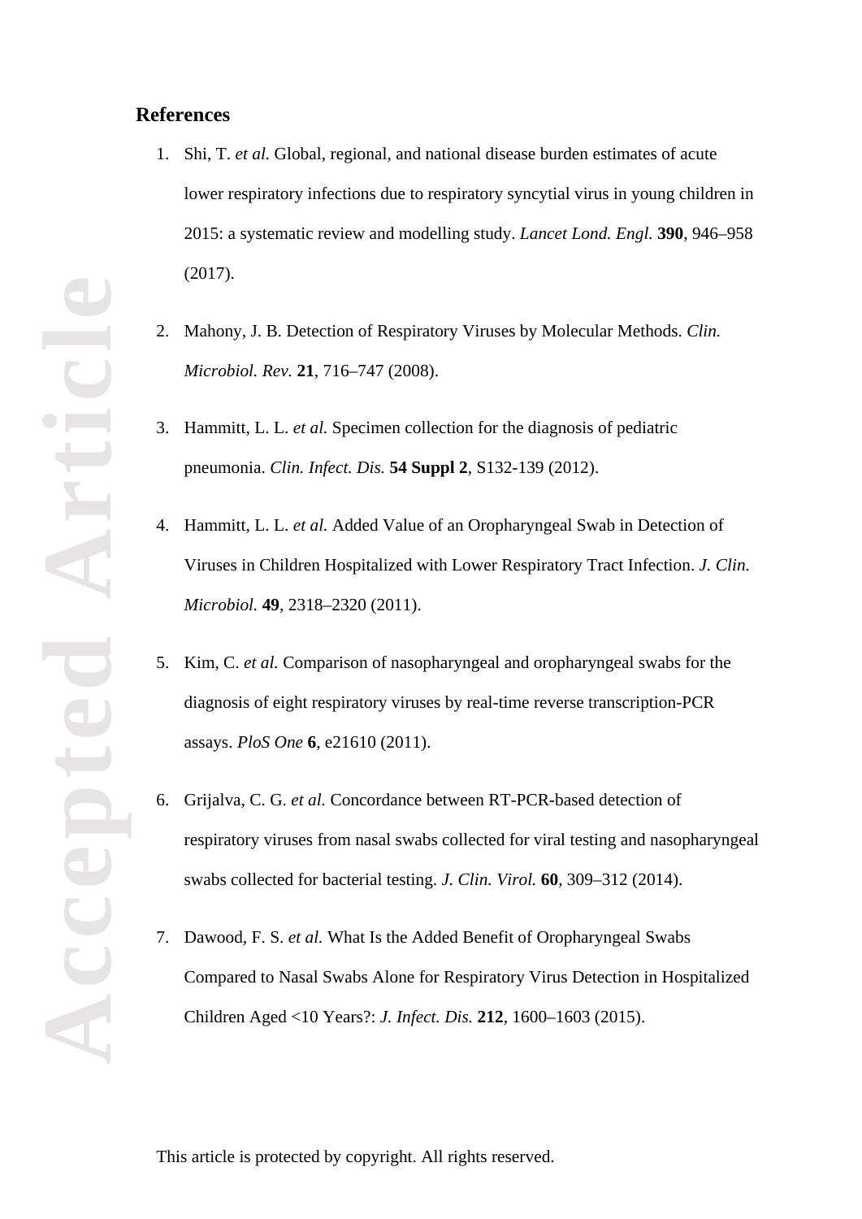## References

1. Shi, T. *et al.* Global, regional, and national disease burden estimates of acute lower respiratory infections due to respiratory syncytial virus in young children in 2015: a systematic review and modelling study. *Lancet Lond. Engl.* **390**, 946–958 (2017).

2. Mahony, J. B. Detection of Respiratory Viruses by Molecular Methods. *Clin. Microbiol. Rev.* **21**, 716–747 (2008).

3. Hammitt, L. L. *et al.* Specimen collection for the diagnosis of pediatric pneumonia. *Clin. Infect. Dis.* **54 Suppl 2**, S132-139 (2012).

4. Hammitt, L. L. *et al.* Added Value of an Oropharyngeal Swab in Detection of Viruses in Children Hospitalized with Lower Respiratory Tract Infection. *J. Clin. Microbiol.* **49**, 2318–2320 (2011).

5. Kim, C. *et al.* Comparison of nasopharyngeal and oropharyngeal swabs for the diagnosis of eight respiratory viruses by real-time reverse transcription-PCR assays. *PloS One* **6**, e21610 (2011).

6. Grijalva, C. G. *et al.* Concordance between RT-PCR-based detection of respiratory viruses from nasal swabs collected for viral testing and nasopharyngeal swabs collected for bacterial testing. *J. Clin. Virol.* **60**, 309–312 (2014).

7. Dawood, F. S. *et al.* What Is the Added Benefit of Oropharyngeal Swabs Compared to Nasal Swabs Alone for Respiratory Virus Detection in Hospitalized Children Aged <10 Years?: *J. Infect. Dis.* **212**, 1600–1603 (2015).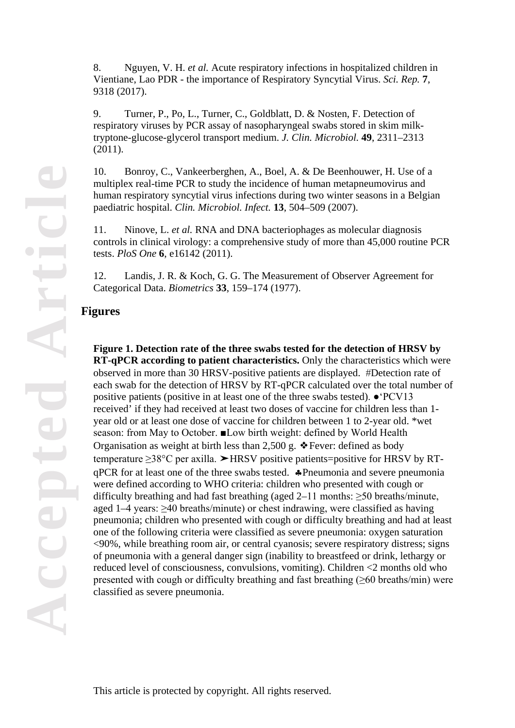8. Nguyen, V. H. *et al.* Acute respiratory infections in hospitalized children in Vientiane, Lao PDR - the importance of Respiratory Syncytial Virus. *Sci. Rep.* **7**, 9318 (2017).

9. Turner, P., Po, L., Turner, C., Goldblatt, D. & Nosten, F. Detection of respiratory viruses by PCR assay of nasopharyngeal swabs stored in skim milk-tryptone-glucose-glycerol transport medium. *J. Clin. Microbiol.* **49**, 2311–2313 (2011).

10. Bonroy, C., Vankeerberghen, A., Boel, A. & De Beenhouwer, H. Use of a multiplex real-time PCR to study the incidence of human metapneumovirus and human respiratory syncytial virus infections during two winter seasons in a Belgian paediatric hospital. *Clin. Microbiol. Infect.* **13**, 504–509 (2007).

11. Ninove, L. *et al.* RNA and DNA bacteriophages as molecular diagnosis controls in clinical virology: a comprehensive study of more than 45,000 routine PCR tests. *PloS One* **6**, e16142 (2011).

12. Landis, J. R. & Koch, G. G. The Measurement of Observer Agreement for Categorical Data. *Biometrics* **33**, 159–174 (1977).

## Figures

**Figure 1. Detection rate of the three swabs tested for the detection of HRSV by RT-qPCR according to patient characteristics.** Only the characteristics which were observed in more than 30 HRSV-positive patients are displayed. #Detection rate of each swab for the detection of HRSV by RT-qPCR calculated over the total number of positive patients (positive in at least one of the three swabs tested). ●'PCV13 received' if they had received at least two doses of vaccine for children less than 1-year old or at least one dose of vaccine for children between 1 to 2-year old. *wet season: from May to October. ■Low birth weight: defined by World Health Organisation as weight at birth less than 2,500 g. ❖Fever: defined as body temperature ≥38°C per axilla. ➤HRSV positive patients=positive for HRSV by RT-qPCR for at least one of the three swabs tested. ♣Pneumonia and severe pneumonia were defined according to WHO criteria: children who presented with cough or difficulty breathing and had fast breathing (aged 2–11 months: ≥50 breaths/minute, aged 1–4 years: ≥40 breaths/minute) or chest indrawing, were classified as having pneumonia; children who presented with cough or difficulty breathing and had at least one of the following criteria were classified as severe pneumonia: oxygen saturation <90%, while breathing room air, or central cyanosis; severe respiratory distress; signs of pneumonia with a general danger sign (inability to breastfeed or drink, lethargy or reduced level of consciousness, convulsions, vomiting). Children <2 months old who presented with cough or difficulty breathing and fast breathing (≥60 breaths/min) were classified as severe pneumonia.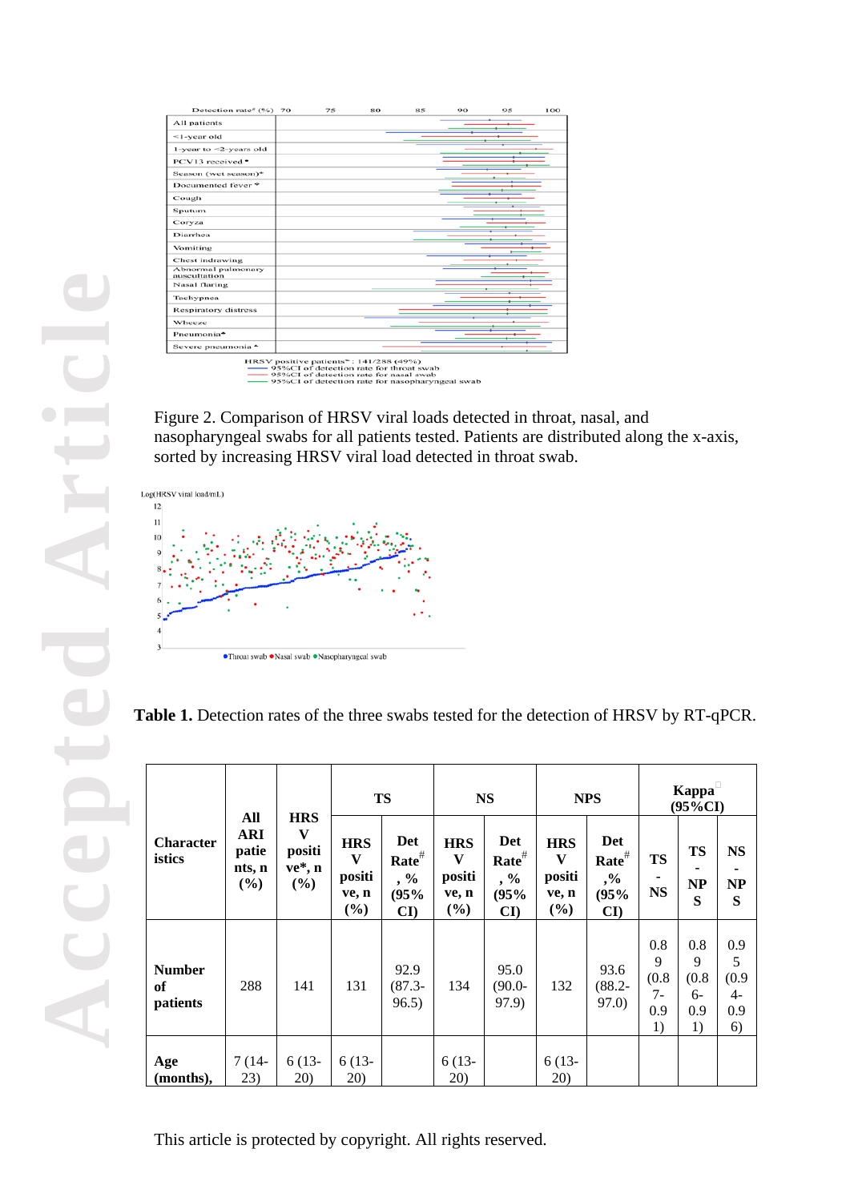Detection rate# (%) 70 75 80 85 90 95 100

All patients
<1-year old
1-year to <2-years old
PCV13 received *
Season (wet season)*
Documented fever *
Cough
Sputum
Coryza
Diarrhea
Vomiting
Chest indrawing
Abnormal pulmonary auscultation
Nasal flaring
Tachypnea
Respiratory distress
Wheeze
Pneumonia*
Severe pneumonia *

HRSV positive patients* : 141/288 (49%)
95%CI of detection rate for throat swab
95%CI of detection rate for nasal swab
95%CI of detection rate for nasopharyngeal swab

Figure 2. Comparison of HRSV viral loads detected in throat, nasal, and nasopharyngeal swabs for all patients tested. Patients are distributed along the x-axis, sorted by increasing HRSV viral load detected in throat swab.

Log(HRSV viral load/mL)
12
11
10
9
8
7
6
5
4
3

Throat swab Nasal swab Nasopharyngeal swab

**Table 1.** Detection rates of the three swabs tested for the detection of HRSV by RT-qPCR.

| Characteristics | All ARI patients, n (%) | HRSV positive*, n (%) | TS | | NS | | NPS | | Kappa (95%CI) | | |
|---|---|---|---|---|---|---|---|---|---|---|---|
| | | | HRSV positive, n (%) | Det Rate#, % (95% CI) | HRSV positive, n (%) | Det Rate#, % (95% CI) | HRSV positive, n (%) | Det Rate#, % (95% CI) | TS-NS | TS-NPS | NS-NPS |
| **Number of patients** | 288 | 141 | 131 | 92.9 (87.3-96.5) | 134 | 95.0 (90.0-97.9) | 132 | 93.6 (88.2-97.0) | 0.89 (0.87-0.91) | 0.89 (0.86-0.91) | 0.95 (0.94-0.96) |
| **Age (months),** | 7 (14-23) | 6 (13-20) | 6 (13-20) | | 6 (13-20) | | 6 (13-20) | | | | |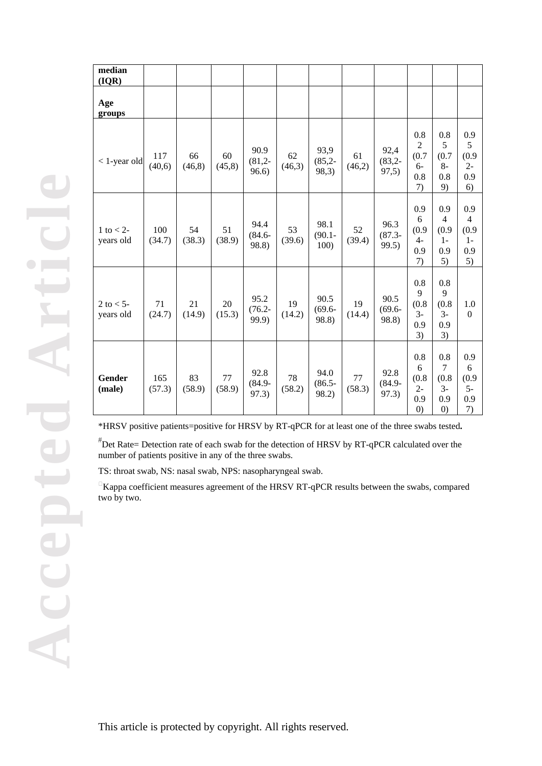| | | | | | | | | | | | |
|---|---|---|---|---|---|---|---|---|---|---|---|
| **median (IQR)** | | | | | | | | | | | |
| **Age groups** | | | | | | | | | | | |
| < 1-year old | 117 (40,6) | 66 (46,8) | 60 (45,8) | 90.9 (81,2-96.6) | 62 (46,3) | 93,9 (85,2-98,3) | 61 (46,2) | 92,4 (83,2-97,5) | 0.82 (0.76-0.87) | 0.85 (0.78-0.89) | 0.95 (0.92-0.96) |
| 1 to < 2-years old | 100 (34.7) | 54 (38.3) | 51 (38.9) | 94.4 (84.6-98.8) | 53 (39.6) | 98.1 (90.1-100) | 52 (39.4) | 96.3 (87.3-99.5) | 0.96 (0.94-0.97) | 0.94 (0.91-0.95) | 0.94 (0.91-0.95) |
| 2 to < 5-years old | 71 (24.7) | 21 (14.9) | 20 (15.3) | 95.2 (76.2-99.9) | 19 (14.2) | 90.5 (69.6-98.8) | 19 (14.4) | 90.5 (69.6-98.8) | 0.89 (0.83-0.93) | 0.89 (0.83-0.93) | 1.00 |
| **Gender (male)** | 165 (57.3) | 83 (58.9) | 77 (58.9) | 92.8 (84.9-97.3) | 78 (58.2) | 94.0 (86.5-98.2) | 77 (58.3) | 92.8 (84.9-97.3) | 0.86 (0.82-0.90) | 0.87 (0.83-0.90) | 0.96 (0.95-0.97) |

*HRSV positive patients=positive for HRSV by RT-qPCR for at least one of the three swabs tested.

#Det Rate= Detection rate of each swab for the detection of HRSV by RT-qPCR calculated over the number of patients positive in any of the three swabs.

TS: throat swab, NS: nasal swab, NPS: nasopharyngeal swab.

Kappa coefficient measures agreement of the HRSV RT-qPCR results between the swabs, compared two by two.